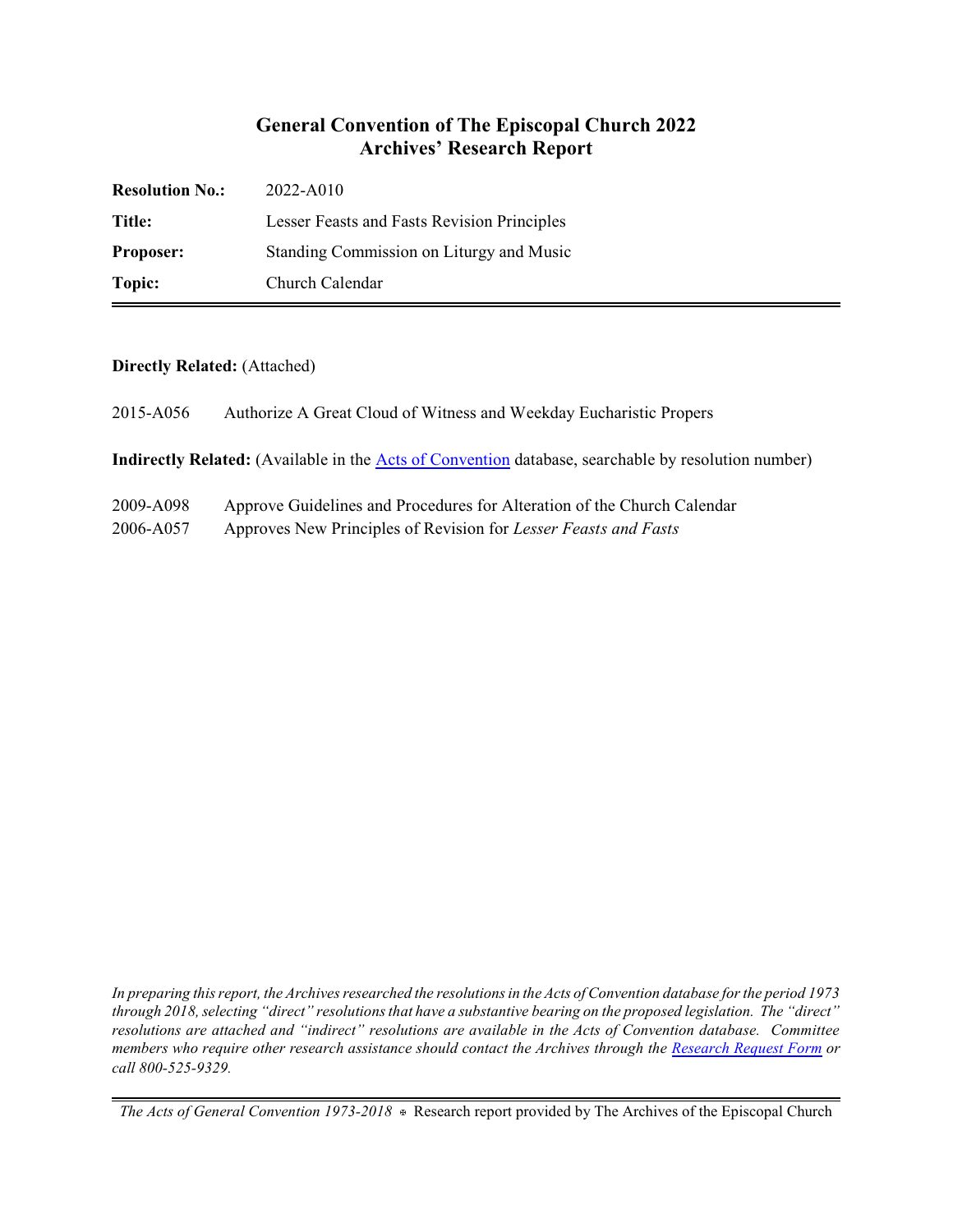# General Convention of The Episcopal Church 2022
## Archives' Research Report

| | |
|---|---|
| **Resolution No.:** | 2022-A010 |
| **Title:** | Lesser Feasts and Fasts Revision Principles |
| **Proposer:** | Standing Commission on Liturgy and Music |
| **Topic:** | Church Calendar |

**Directly Related:** (Attached)

2015-A056 Authorize A Great Cloud of Witness and Weekday Eucharistic Propers

**Indirectly Related:** (Available in the Acts of Convention database, searchable by resolution number)

2009-A098 Approve Guidelines and Procedures for Alteration of the Church Calendar
2006-A057 Approves New Principles of Revision for *Lesser Feasts and Fasts*

*In preparing this report, the Archives researched the resolutions in the Acts of Convention database for the period 1973 through 2018, selecting "direct" resolutions that have a substantive bearing on the proposed legislation. The "direct" resolutions are attached and "indirect" resolutions are available in the Acts of Convention database. Committee members who require other research assistance should contact the Archives through the Research Request Form or call 800-525-9329.*

*The Acts of General Convention 1973-2018* ⊕ Research report provided by The Archives of the Episcopal Church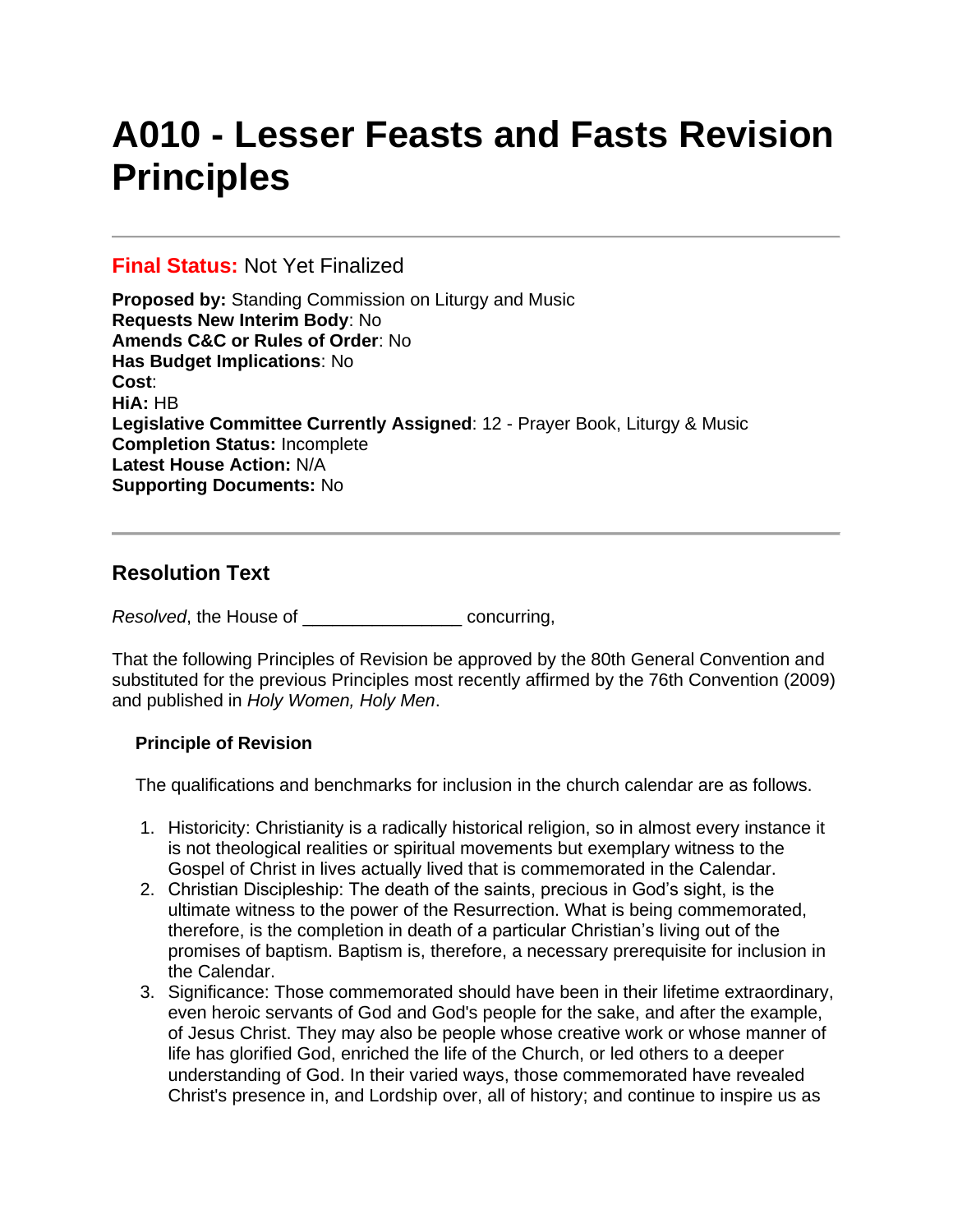# A010 - Lesser Feasts and Fasts Revision Principles

---

**Final Status:** Not Yet Finalized

**Proposed by:** Standing Commission on Liturgy and Music
**Requests New Interim Body**: No
**Amends C&C or Rules of Order**: No
**Has Budget Implications**: No
**Cost**:
**HiA:** HB
**Legislative Committee Currently Assigned**: 12 - Prayer Book, Liturgy & Music
**Completion Status:** Incomplete
**Latest House Action:** N/A
**Supporting Documents:** No

---

## Resolution Text

*Resolved*, the House of ________________ concurring,

That the following Principles of Revision be approved by the 80th General Convention and substituted for the previous Principles most recently affirmed by the 76th Convention (2009) and published in *Holy Women, Holy Men*.

**Principle of Revision**

The qualifications and benchmarks for inclusion in the church calendar are as follows.

1. Historicity: Christianity is a radically historical religion, so in almost every instance it is not theological realities or spiritual movements but exemplary witness to the Gospel of Christ in lives actually lived that is commemorated in the Calendar.
2. Christian Discipleship: The death of the saints, precious in God's sight, is the ultimate witness to the power of the Resurrection. What is being commemorated, therefore, is the completion in death of a particular Christian's living out of the promises of baptism. Baptism is, therefore, a necessary prerequisite for inclusion in the Calendar.
3. Significance: Those commemorated should have been in their lifetime extraordinary, even heroic servants of God and God's people for the sake, and after the example, of Jesus Christ. They may also be people whose creative work or whose manner of life has glorified God, enriched the life of the Church, or led others to a deeper understanding of God. In their varied ways, those commemorated have revealed Christ's presence in, and Lordship over, all of history; and continue to inspire us as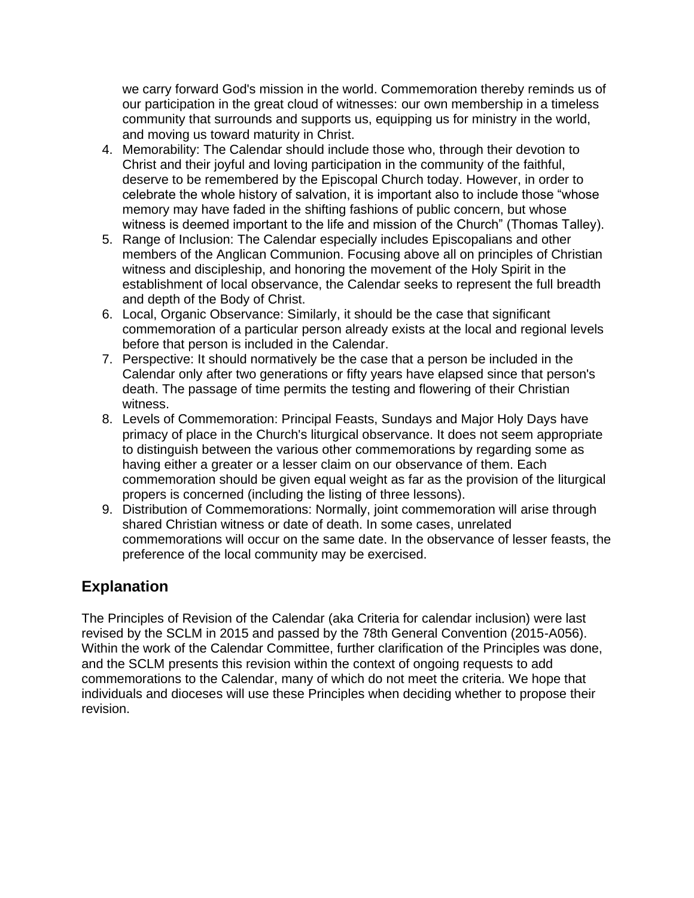we carry forward God's mission in the world. Commemoration thereby reminds us of our participation in the great cloud of witnesses: our own membership in a timeless community that surrounds and supports us, equipping us for ministry in the world, and moving us toward maturity in Christ.

4. Memorability: The Calendar should include those who, through their devotion to Christ and their joyful and loving participation in the community of the faithful, deserve to be remembered by the Episcopal Church today. However, in order to celebrate the whole history of salvation, it is important also to include those "whose memory may have faded in the shifting fashions of public concern, but whose witness is deemed important to the life and mission of the Church" (Thomas Talley).
5. Range of Inclusion: The Calendar especially includes Episcopalians and other members of the Anglican Communion. Focusing above all on principles of Christian witness and discipleship, and honoring the movement of the Holy Spirit in the establishment of local observance, the Calendar seeks to represent the full breadth and depth of the Body of Christ.
6. Local, Organic Observance: Similarly, it should be the case that significant commemoration of a particular person already exists at the local and regional levels before that person is included in the Calendar.
7. Perspective: It should normatively be the case that a person be included in the Calendar only after two generations or fifty years have elapsed since that person's death. The passage of time permits the testing and flowering of their Christian witness.
8. Levels of Commemoration: Principal Feasts, Sundays and Major Holy Days have primacy of place in the Church's liturgical observance. It does not seem appropriate to distinguish between the various other commemorations by regarding some as having either a greater or a lesser claim on our observance of them. Each commemoration should be given equal weight as far as the provision of the liturgical propers is concerned (including the listing of three lessons).
9. Distribution of Commemorations: Normally, joint commemoration will arise through shared Christian witness or date of death. In some cases, unrelated commemorations will occur on the same date. In the observance of lesser feasts, the preference of the local community may be exercised.

## Explanation

The Principles of Revision of the Calendar (aka Criteria for calendar inclusion) were last revised by the SCLM in 2015 and passed by the 78th General Convention (2015-A056). Within the work of the Calendar Committee, further clarification of the Principles was done, and the SCLM presents this revision within the context of ongoing requests to add commemorations to the Calendar, many of which do not meet the criteria. We hope that individuals and dioceses will use these Principles when deciding whether to propose their revision.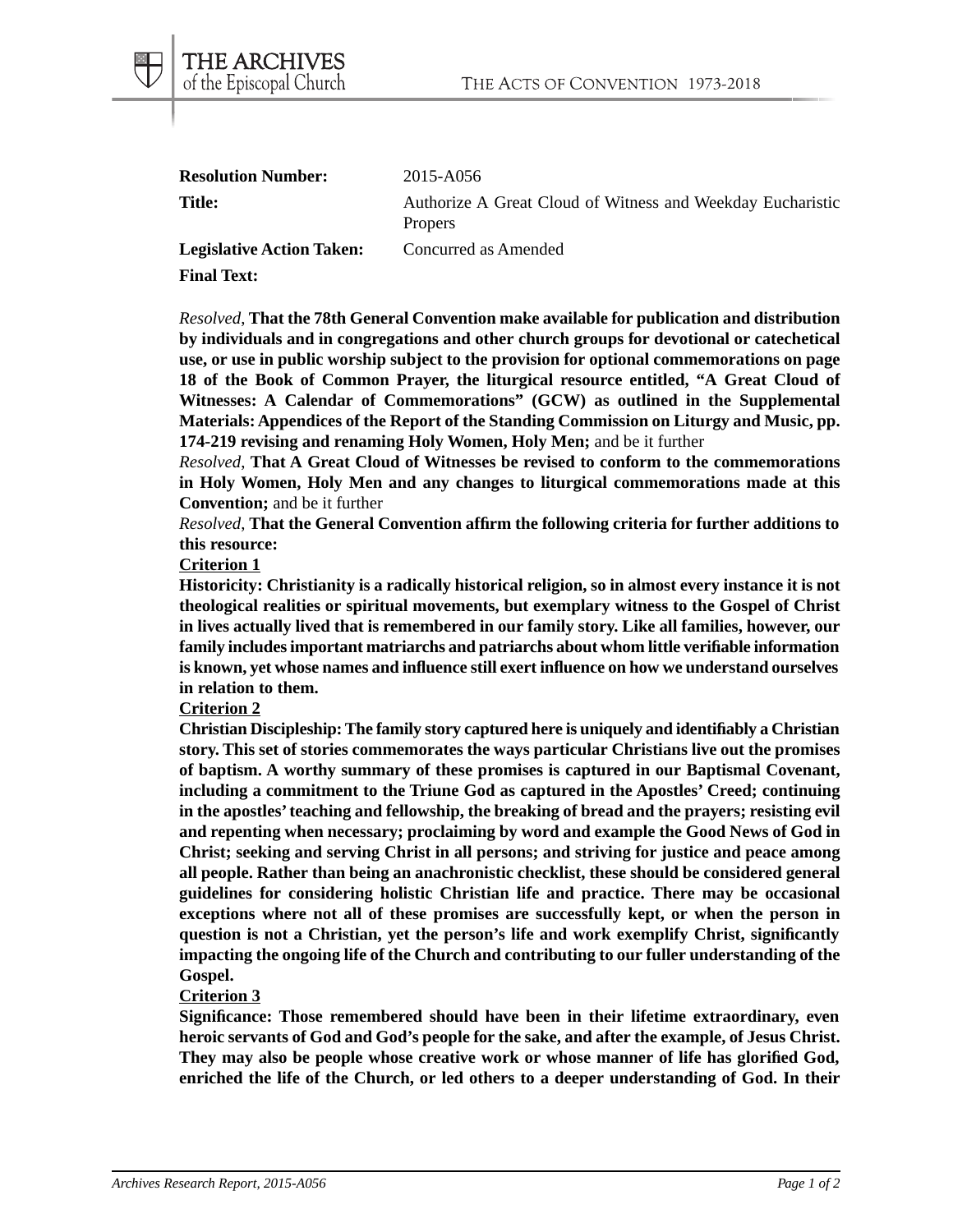**Resolution Number:** 2015-A056

**Title:** Authorize A Great Cloud of Witness and Weekday Eucharistic Propers

**Legislative Action Taken:** Concurred as Amended

**Final Text:**

*Resolved,* **That the 78th General Convention make available for publication and distribution by individuals and in congregations and other church groups for devotional or catechetical use, or use in public worship subject to the provision for optional commemorations on page 18 of the Book of Common Prayer, the liturgical resource entitled, "A Great Cloud of Witnesses: A Calendar of Commemorations" (GCW) as outlined in the Supplemental Materials: Appendices of the Report of the Standing Commission on Liturgy and Music, pp. 174-219 revising and renaming Holy Women, Holy Men;** and be it further

*Resolved,* **That A Great Cloud of Witnesses be revised to conform to the commemorations in Holy Women, Holy Men and any changes to liturgical commemorations made at this Convention;** and be it further

*Resolved,* **That the General Convention affirm the following criteria for further additions to this resource:**

**Criterion 1**

**Historicity: Christianity is a radically historical religion, so in almost every instance it is not theological realities or spiritual movements, but exemplary witness to the Gospel of Christ in lives actually lived that is remembered in our family story. Like all families, however, our family includes important matriarchs and patriarchs about whom little verifiable information is known, yet whose names and influence still exert influence on how we understand ourselves in relation to them.**

**Criterion 2**

**Christian Discipleship: The family story captured here is uniquely and identifiably a Christian story. This set of stories commemorates the ways particular Christians live out the promises of baptism. A worthy summary of these promises is captured in our Baptismal Covenant, including a commitment to the Triune God as captured in the Apostles' Creed; continuing in the apostles' teaching and fellowship, the breaking of bread and the prayers; resisting evil and repenting when necessary; proclaiming by word and example the Good News of God in Christ; seeking and serving Christ in all persons; and striving for justice and peace among all people. Rather than being an anachronistic checklist, these should be considered general guidelines for considering holistic Christian life and practice. There may be occasional exceptions where not all of these promises are successfully kept, or when the person in question is not a Christian, yet the person's life and work exemplify Christ, significantly impacting the ongoing life of the Church and contributing to our fuller understanding of the Gospel.**

**Criterion 3**

**Significance: Those remembered should have been in their lifetime extraordinary, even heroic servants of God and God's people for the sake, and after the example, of Jesus Christ. They may also be people whose creative work or whose manner of life has glorified God, enriched the life of the Church, or led others to a deeper understanding of God. In their**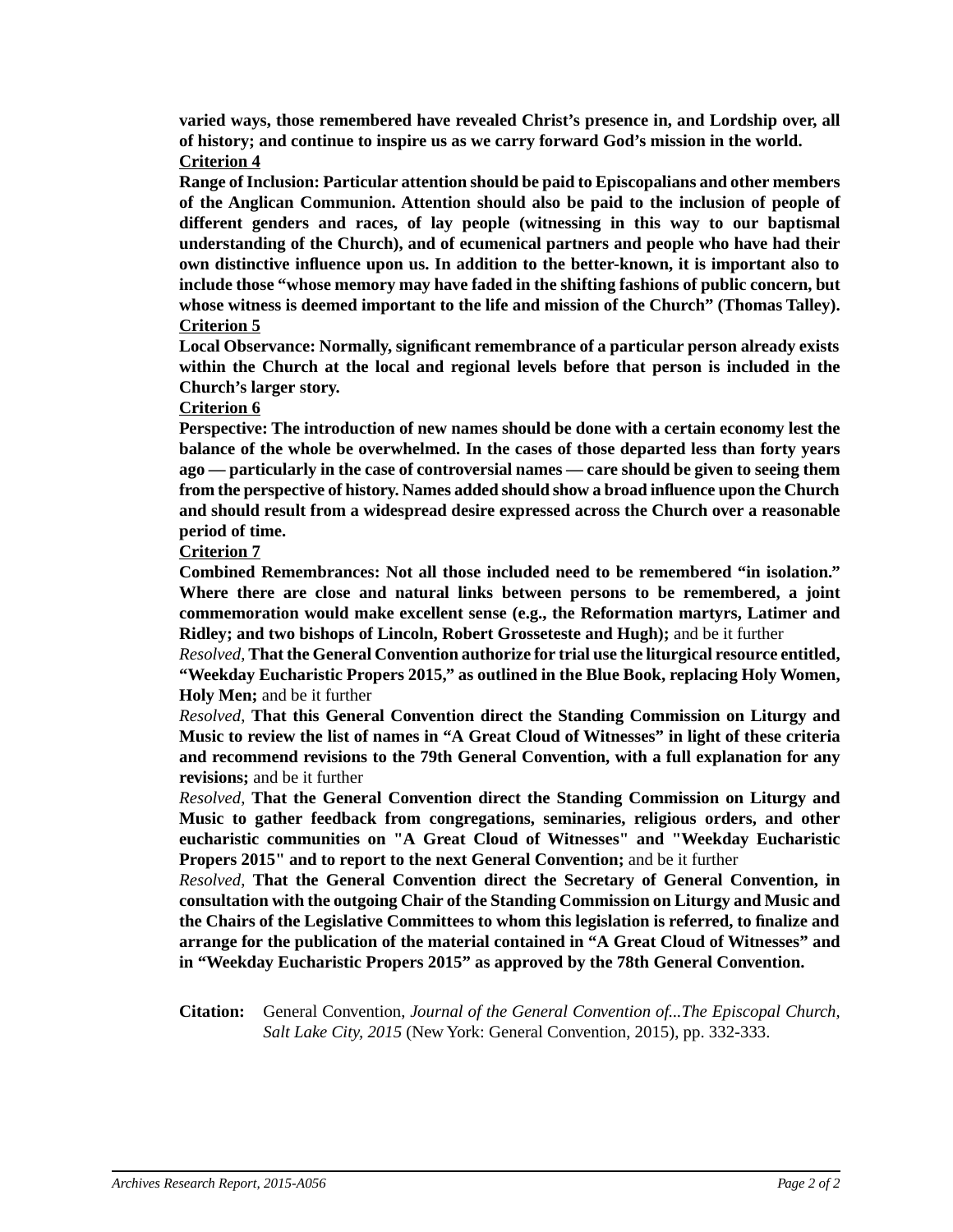**varied ways, those remembered have revealed Christ's presence in, and Lordship over, all of history; and continue to inspire us as we carry forward God's mission in the world.**

**Criterion 4**

**Range of Inclusion: Particular attention should be paid to Episcopalians and other members of the Anglican Communion. Attention should also be paid to the inclusion of people of different genders and races, of lay people (witnessing in this way to our baptismal understanding of the Church), and of ecumenical partners and people who have had their own distinctive influence upon us. In addition to the better-known, it is important also to include those "whose memory may have faded in the shifting fashions of public concern, but whose witness is deemed important to the life and mission of the Church" (Thomas Talley).**

**Criterion 5**

**Local Observance: Normally, significant remembrance of a particular person already exists within the Church at the local and regional levels before that person is included in the Church's larger story.**

**Criterion 6**

**Perspective: The introduction of new names should be done with a certain economy lest the balance of the whole be overwhelmed. In the cases of those departed less than forty years ago — particularly in the case of controversial names — care should be given to seeing them from the perspective of history. Names added should show a broad influence upon the Church and should result from a widespread desire expressed across the Church over a reasonable period of time.**

**Criterion 7**

**Combined Remembrances: Not all those included need to be remembered "in isolation." Where there are close and natural links between persons to be remembered, a joint commemoration would make excellent sense (e.g., the Reformation martyrs, Latimer and Ridley; and two bishops of Lincoln, Robert Grosseteste and Hugh);** and be it further

*Resolved,* **That the General Convention authorize for trial use the liturgical resource entitled, "Weekday Eucharistic Propers 2015," as outlined in the Blue Book, replacing Holy Women, Holy Men;** and be it further

*Resolved,* **That this General Convention direct the Standing Commission on Liturgy and Music to review the list of names in "A Great Cloud of Witnesses" in light of these criteria and recommend revisions to the 79th General Convention, with a full explanation for any revisions;** and be it further

*Resolved,* **That the General Convention direct the Standing Commission on Liturgy and Music to gather feedback from congregations, seminaries, religious orders, and other eucharistic communities on "A Great Cloud of Witnesses" and "Weekday Eucharistic Propers 2015" and to report to the next General Convention;** and be it further

*Resolved,* **That the General Convention direct the Secretary of General Convention, in consultation with the outgoing Chair of the Standing Commission on Liturgy and Music and the Chairs of the Legislative Committees to whom this legislation is referred, to finalize and arrange for the publication of the material contained in "A Great Cloud of Witnesses" and in "Weekday Eucharistic Propers 2015" as approved by the 78th General Convention.**

**Citation:** General Convention, *Journal of the General Convention of...The Episcopal Church, Salt Lake City, 2015* (New York: General Convention, 2015), pp. 332-333.